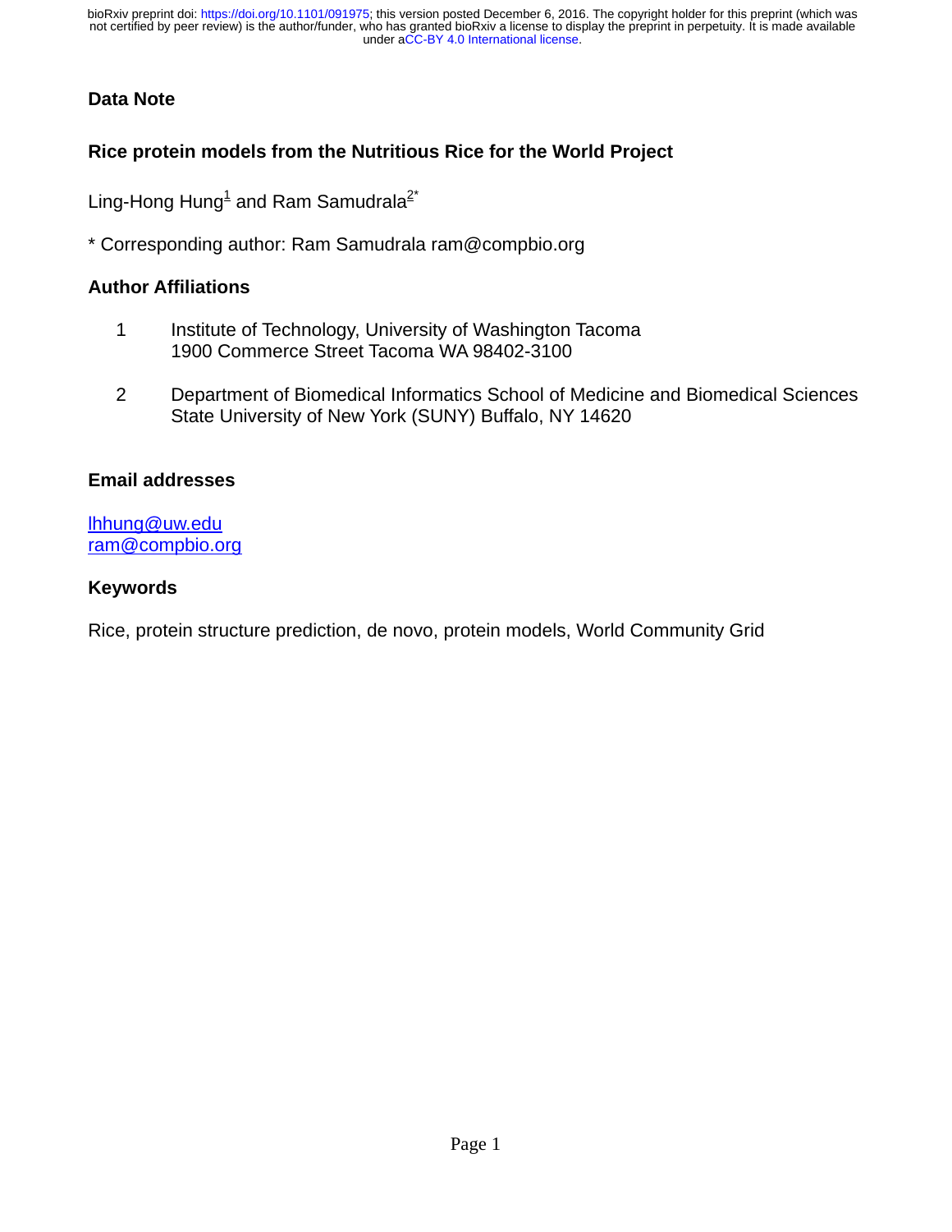**Data Note**

# Rice protein models from the Nutritious Rice for the World Project

Ling-Hong Hung[1] and Ram Samudrala[2*]

* Corresponding author: Ram Samudrala ram@compbio.org

## Author Affiliations

1. Institute of Technology, University of Washington Tacoma
   1900 Commerce Street Tacoma WA 98402-3100

2. Department of Biomedical Informatics School of Medicine and Biomedical Sciences
   State University of New York (SUNY) Buffalo, NY 14620

## Email addresses

lhhung@uw.edu
ram@compbio.org

## Keywords

Rice, protein structure prediction, de novo, protein models, World Community Grid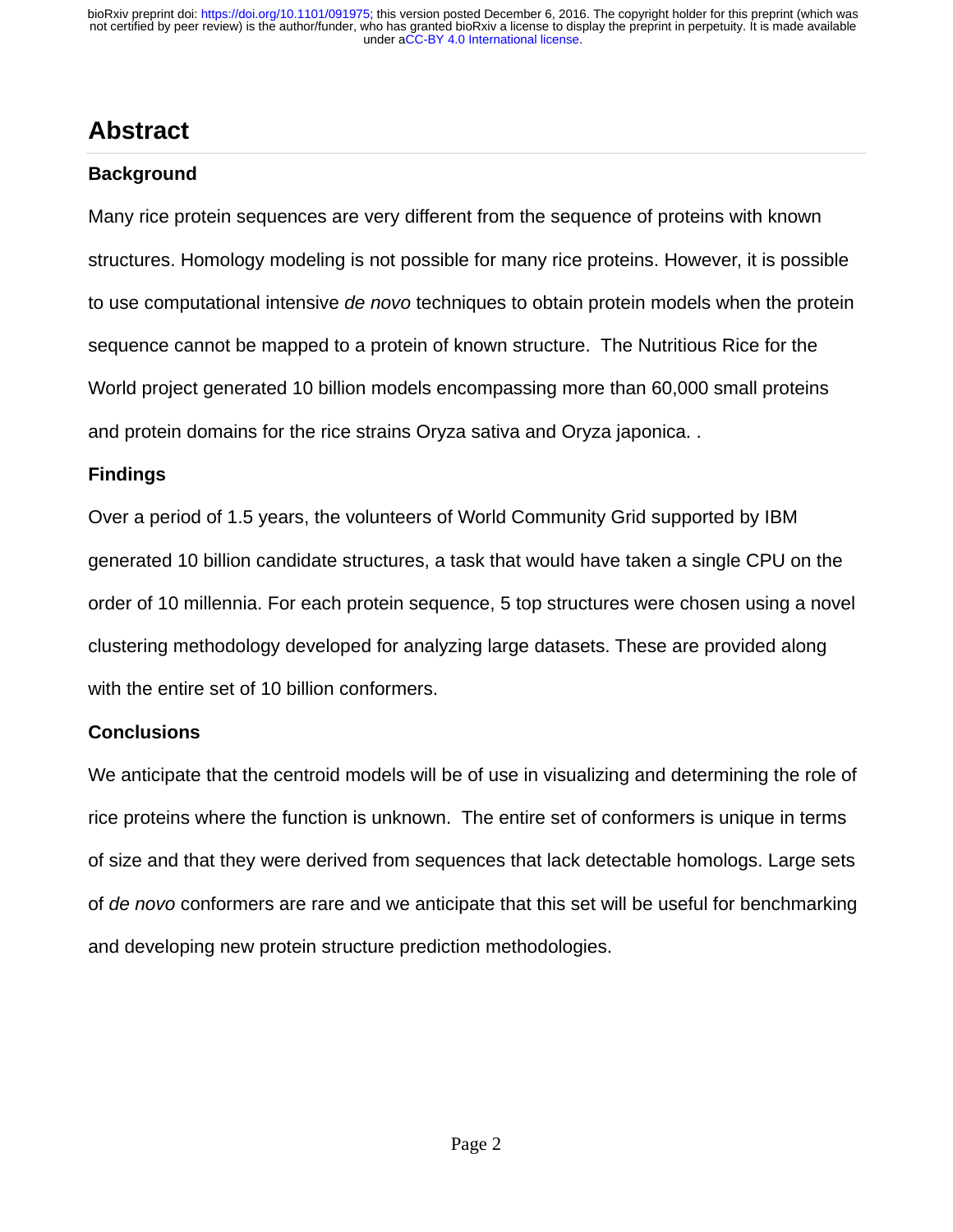# Abstract

## Background

Many rice protein sequences are very different from the sequence of proteins with known structures. Homology modeling is not possible for many rice proteins. However, it is possible to use computational intensive *de novo* techniques to obtain protein models when the protein sequence cannot be mapped to a protein of known structure. The Nutritious Rice for the World project generated 10 billion models encompassing more than 60,000 small proteins and protein domains for the rice strains Oryza sativa and Oryza japonica. .

## Findings

Over a period of 1.5 years, the volunteers of World Community Grid supported by IBM generated 10 billion candidate structures, a task that would have taken a single CPU on the order of 10 millennia. For each protein sequence, 5 top structures were chosen using a novel clustering methodology developed for analyzing large datasets. These are provided along with the entire set of 10 billion conformers.

## Conclusions

We anticipate that the centroid models will be of use in visualizing and determining the role of rice proteins where the function is unknown. The entire set of conformers is unique in terms of size and that they were derived from sequences that lack detectable homologs. Large sets of *de novo* conformers are rare and we anticipate that this set will be useful for benchmarking and developing new protein structure prediction methodologies.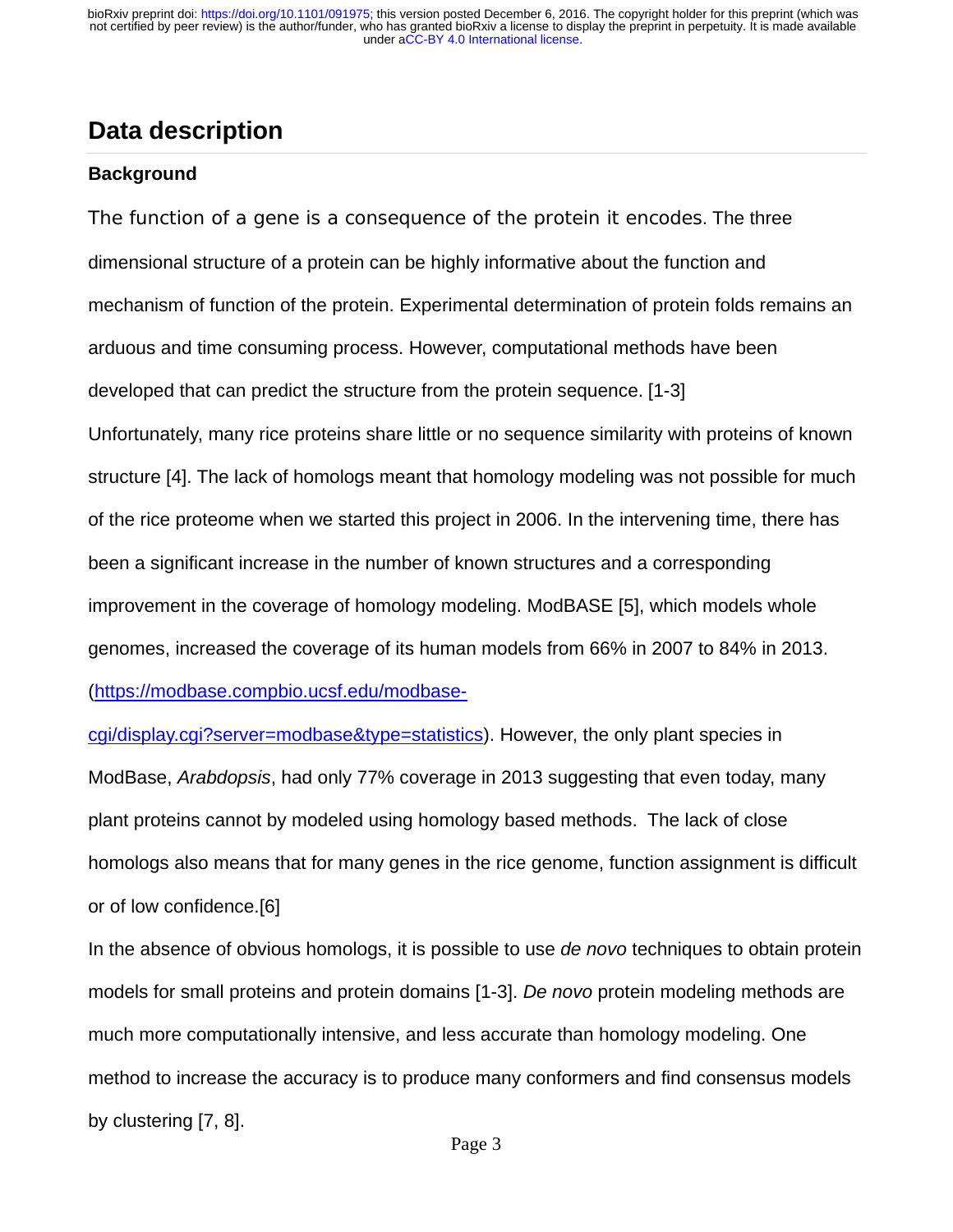## Data description

### Background

The function of a gene is a consequence of the protein it encodes. The three dimensional structure of a protein can be highly informative about the function and mechanism of function of the protein. Experimental determination of protein folds remains an arduous and time consuming process. However, computational methods have been developed that can predict the structure from the protein sequence. [1-3]

Unfortunately, many rice proteins share little or no sequence similarity with proteins of known structure [4]. The lack of homologs meant that homology modeling was not possible for much of the rice proteome when we started this project in 2006. In the intervening time, there has been a significant increase in the number of known structures and a corresponding improvement in the coverage of homology modeling. ModBASE [5], which models whole genomes, increased the coverage of its human models from 66% in 2007 to 84% in 2013. (https://modbase.compbio.ucsf.edu/modbase-cgi/display.cgi?server=modbase&type=statistics). However, the only plant species in ModBase, *Arabdopsis*, had only 77% coverage in 2013 suggesting that even today, many plant proteins cannot by modeled using homology based methods. The lack of close homologs also means that for many genes in the rice genome, function assignment is difficult or of low confidence.[6]

In the absence of obvious homologs, it is possible to use *de novo* techniques to obtain protein models for small proteins and protein domains [1-3]. *De novo* protein modeling methods are much more computationally intensive, and less accurate than homology modeling. One method to increase the accuracy is to produce many conformers and find consensus models by clustering [7, 8].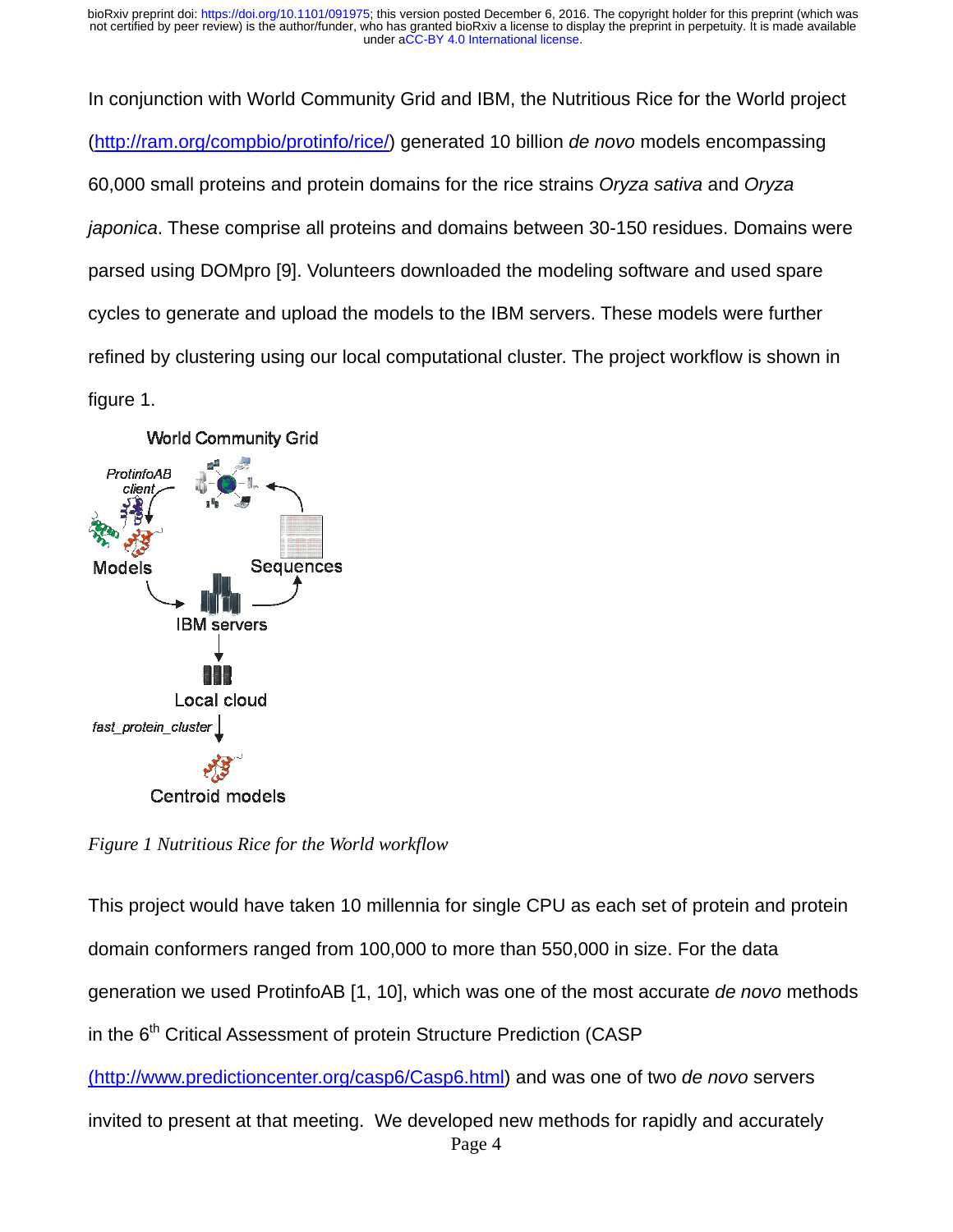In conjunction with World Community Grid and IBM, the Nutritious Rice for the World project (http://ram.org/compbio/protinfo/rice/) generated 10 billion *de novo* models encompassing 60,000 small proteins and protein domains for the rice strains *Oryza sativa* and *Oryza japonica*. These comprise all proteins and domains between 30-150 residues. Domains were parsed using DOMpro [9]. Volunteers downloaded the modeling software and used spare cycles to generate and upload the models to the IBM servers. These models were further refined by clustering using our local computational cluster. The project workflow is shown in figure 1.

*Figure 1 Nutritious Rice for the World workflow*

This project would have taken 10 millennia for single CPU as each set of protein and protein domain conformers ranged from 100,000 to more than 550,000 in size. For the data generation we used ProtinfoAB [1, 10], which was one of the most accurate *de novo* methods in the 6$^{th}$ Critical Assessment of protein Structure Prediction (CASP (http://www.predictioncenter.org/casp6/Casp6.html) and was one of two *de novo* servers invited to present at that meeting. We developed new methods for rapidly and accurately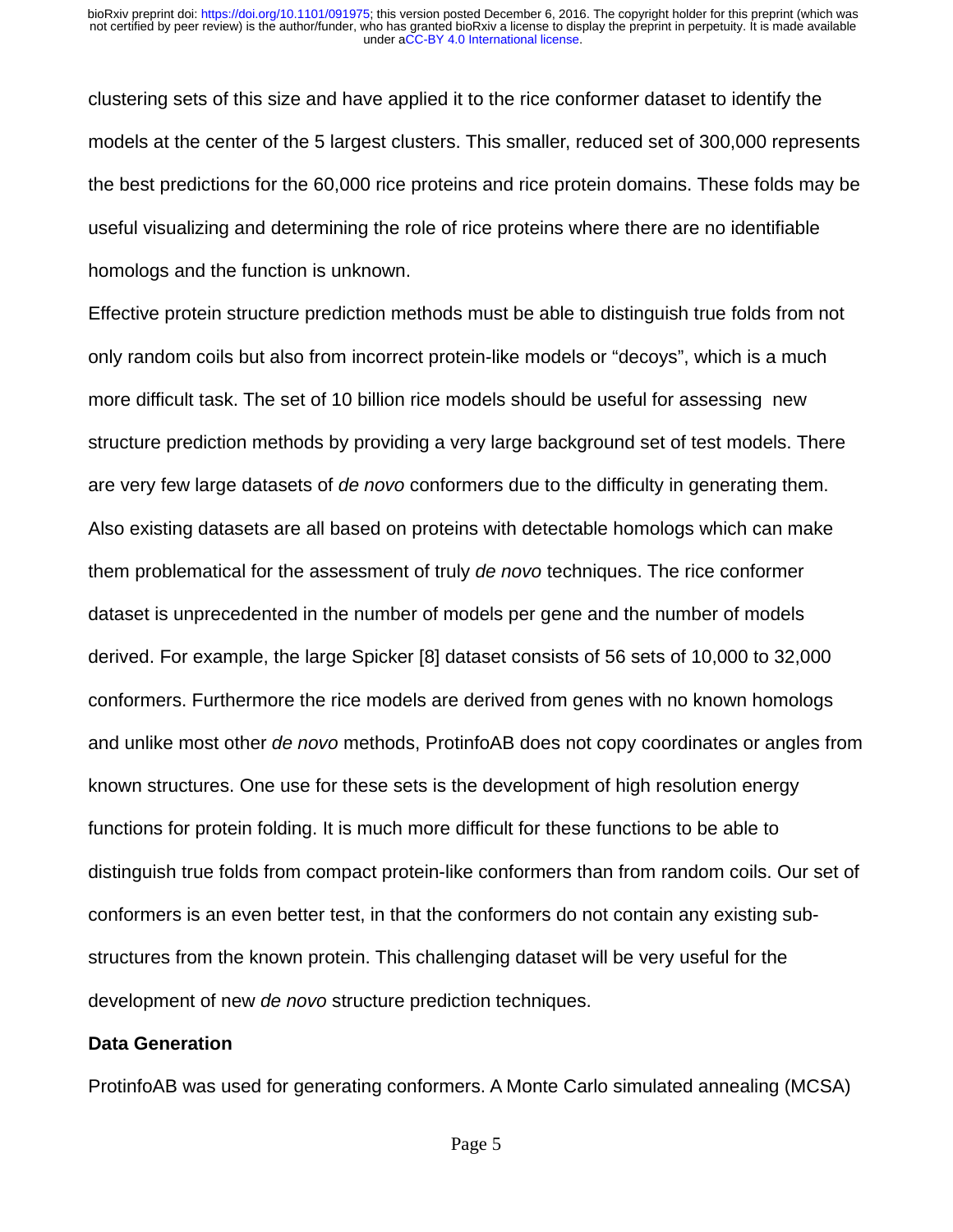clustering sets of this size and have applied it to the rice conformer dataset to identify the models at the center of the 5 largest clusters. This smaller, reduced set of 300,000 represents the best predictions for the 60,000 rice proteins and rice protein domains. These folds may be useful visualizing and determining the role of rice proteins where there are no identifiable homologs and the function is unknown.

Effective protein structure prediction methods must be able to distinguish true folds from not only random coils but also from incorrect protein-like models or "decoys", which is a much more difficult task. The set of 10 billion rice models should be useful for assessing new structure prediction methods by providing a very large background set of test models. There are very few large datasets of *de novo* conformers due to the difficulty in generating them. Also existing datasets are all based on proteins with detectable homologs which can make them problematical for the assessment of truly *de novo* techniques. The rice conformer dataset is unprecedented in the number of models per gene and the number of models derived. For example, the large Spicker [8] dataset consists of 56 sets of 10,000 to 32,000 conformers. Furthermore the rice models are derived from genes with no known homologs and unlike most other *de novo* methods, ProtinfoAB does not copy coordinates or angles from known structures. One use for these sets is the development of high resolution energy functions for protein folding. It is much more difficult for these functions to be able to distinguish true folds from compact protein-like conformers than from random coils. Our set of conformers is an even better test, in that the conformers do not contain any existing sub-structures from the known protein. This challenging dataset will be very useful for the development of new *de novo* structure prediction techniques.

**Data Generation**

ProtinfoAB was used for generating conformers. A Monte Carlo simulated annealing (MCSA)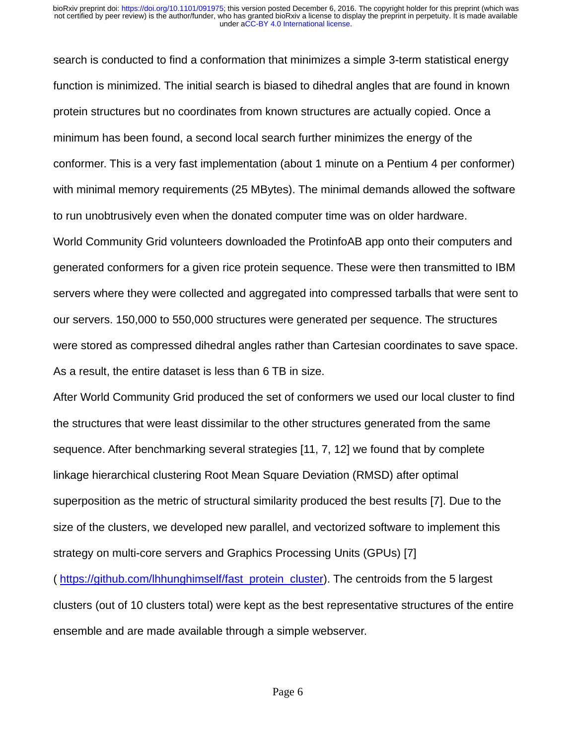search is conducted to find a conformation that minimizes a simple 3-term statistical energy function is minimized. The initial search is biased to dihedral angles that are found in known protein structures but no coordinates from known structures are actually copied. Once a minimum has been found, a second local search further minimizes the energy of the conformer. This is a very fast implementation (about 1 minute on a Pentium 4 per conformer) with minimal memory requirements (25 MBytes). The minimal demands allowed the software to run unobtrusively even when the donated computer time was on older hardware.

World Community Grid volunteers downloaded the ProtinfoAB app onto their computers and generated conformers for a given rice protein sequence. These were then transmitted to IBM servers where they were collected and aggregated into compressed tarballs that were sent to our servers. 150,000 to 550,000 structures were generated per sequence. The structures were stored as compressed dihedral angles rather than Cartesian coordinates to save space. As a result, the entire dataset is less than 6 TB in size.

After World Community Grid produced the set of conformers we used our local cluster to find the structures that were least dissimilar to the other structures generated from the same sequence. After benchmarking several strategies [11, 7, 12] we found that by complete linkage hierarchical clustering Root Mean Square Deviation (RMSD) after optimal superposition as the metric of structural similarity produced the best results [7]. Due to the size of the clusters, we developed new parallel, and vectorized software to implement this strategy on multi-core servers and Graphics Processing Units (GPUs) [7] ( https://github.com/lhhunghimself/fast_protein_cluster). The centroids from the 5 largest clusters (out of 10 clusters total) were kept as the best representative structures of the entire ensemble and are made available through a simple webserver.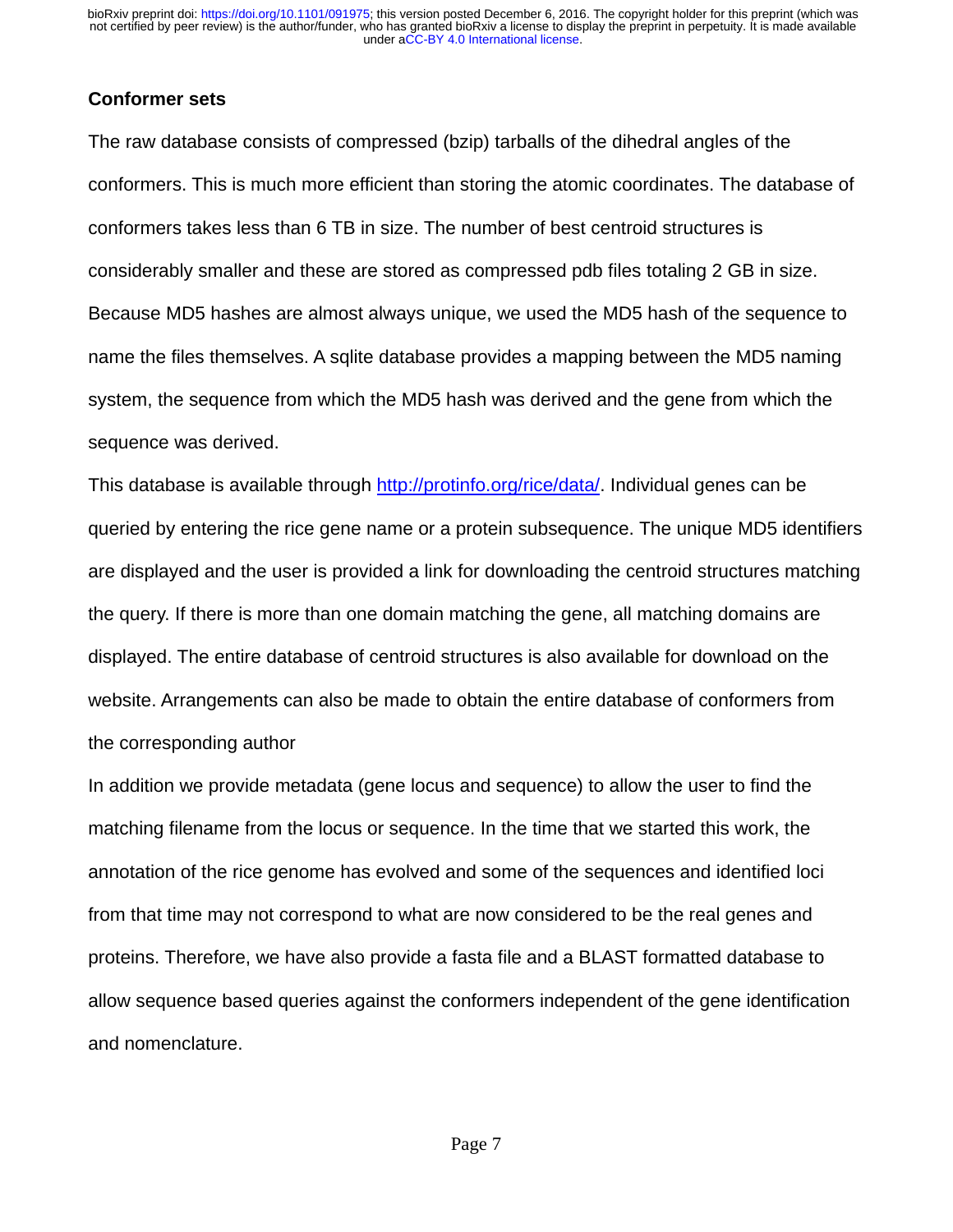## Conformer sets

The raw database consists of compressed (bzip) tarballs of the dihedral angles of the conformers. This is much more efficient than storing the atomic coordinates. The database of conformers takes less than 6 TB in size. The number of best centroid structures is considerably smaller and these are stored as compressed pdb files totaling 2 GB in size. Because MD5 hashes are almost always unique, we used the MD5 hash of the sequence to name the files themselves. A sqlite database provides a mapping between the MD5 naming system, the sequence from which the MD5 hash was derived and the gene from which the sequence was derived.

This database is available through http://protinfo.org/rice/data/. Individual genes can be queried by entering the rice gene name or a protein subsequence. The unique MD5 identifiers are displayed and the user is provided a link for downloading the centroid structures matching the query. If there is more than one domain matching the gene, all matching domains are displayed. The entire database of centroid structures is also available for download on the website. Arrangements can also be made to obtain the entire database of conformers from the corresponding author

In addition we provide metadata (gene locus and sequence) to allow the user to find the matching filename from the locus or sequence. In the time that we started this work, the annotation of the rice genome has evolved and some of the sequences and identified loci from that time may not correspond to what are now considered to be the real genes and proteins. Therefore, we have also provide a fasta file and a BLAST formatted database to allow sequence based queries against the conformers independent of the gene identification and nomenclature.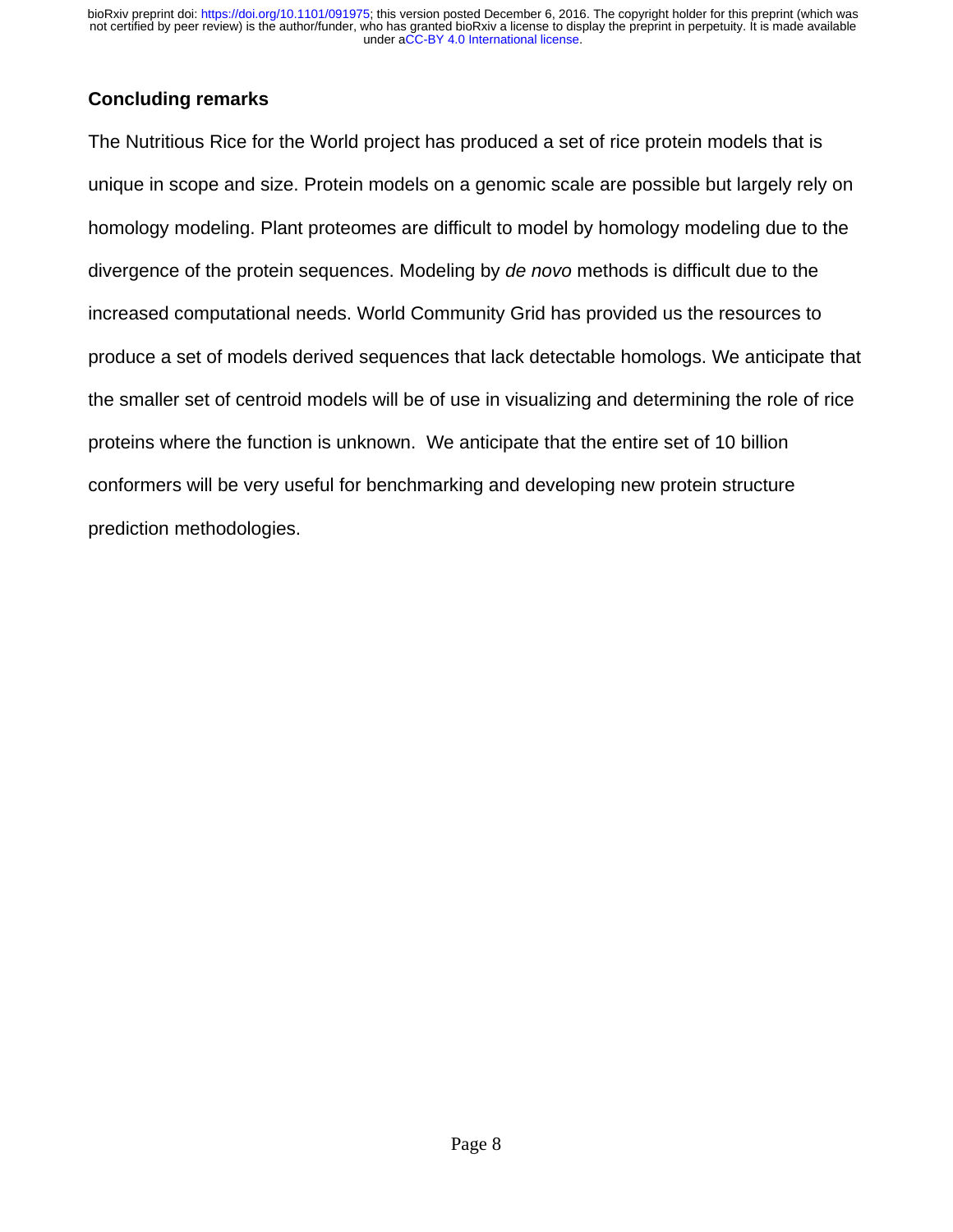## Concluding remarks

The Nutritious Rice for the World project has produced a set of rice protein models that is unique in scope and size. Protein models on a genomic scale are possible but largely rely on homology modeling. Plant proteomes are difficult to model by homology modeling due to the divergence of the protein sequences. Modeling by *de novo* methods is difficult due to the increased computational needs. World Community Grid has provided us the resources to produce a set of models derived sequences that lack detectable homologs. We anticipate that the smaller set of centroid models will be of use in visualizing and determining the role of rice proteins where the function is unknown.  We anticipate that the entire set of 10 billion conformers will be very useful for benchmarking and developing new protein structure prediction methodologies.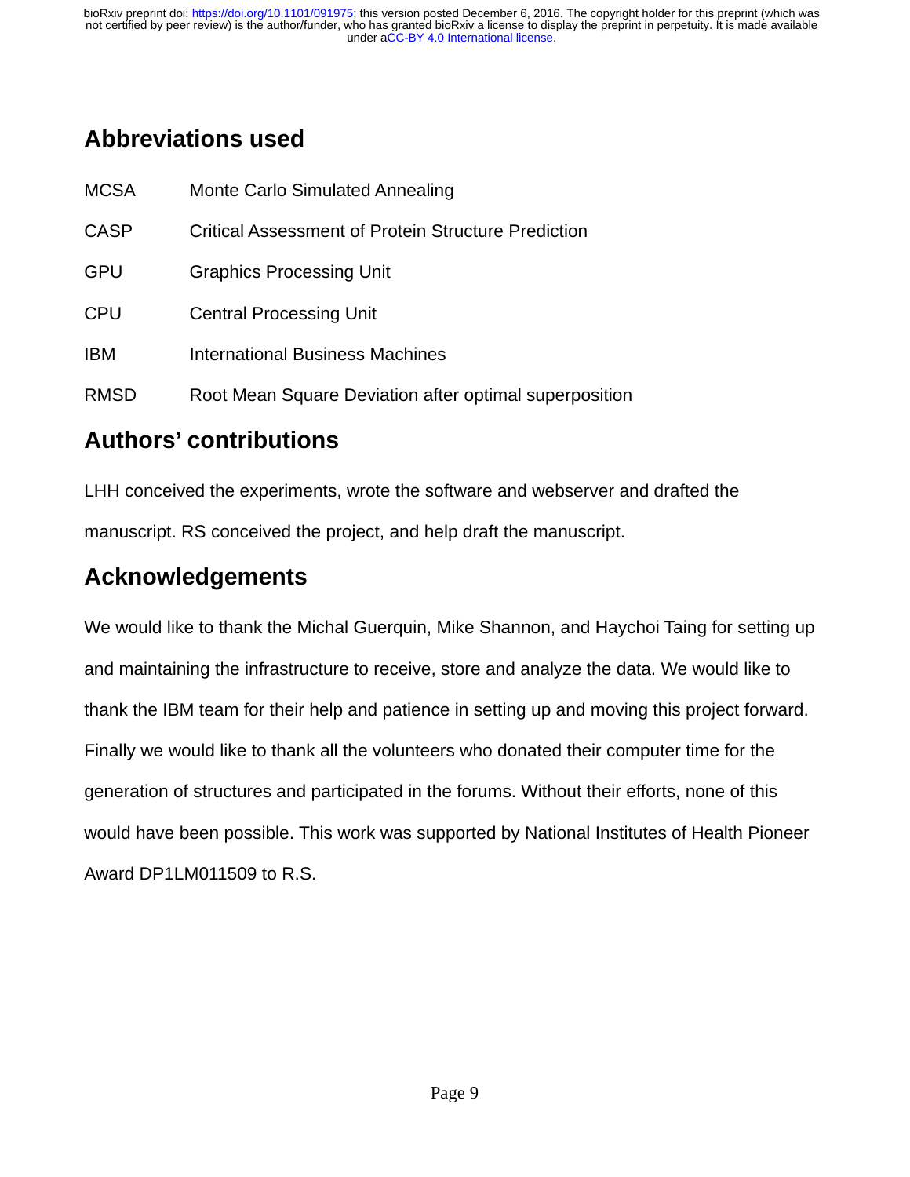## Abbreviations used

| | |
|---|---|
| MCSA | Monte Carlo Simulated Annealing |
| CASP | Critical Assessment of Protein Structure Prediction |
| GPU | Graphics Processing Unit |
| CPU | Central Processing Unit |
| IBM | International Business Machines |
| RMSD | Root Mean Square Deviation after optimal superposition |

## Authors' contributions

LHH conceived the experiments, wrote the software and webserver and drafted the manuscript. RS conceived the project, and help draft the manuscript.

## Acknowledgements

We would like to thank the Michal Guerquin, Mike Shannon, and Haychoi Taing for setting up and maintaining the infrastructure to receive, store and analyze the data. We would like to thank the IBM team for their help and patience in setting up and moving this project forward. Finally we would like to thank all the volunteers who donated their computer time for the generation of structures and participated in the forums. Without their efforts, none of this would have been possible. This work was supported by National Institutes of Health Pioneer Award DP1LM011509 to R.S.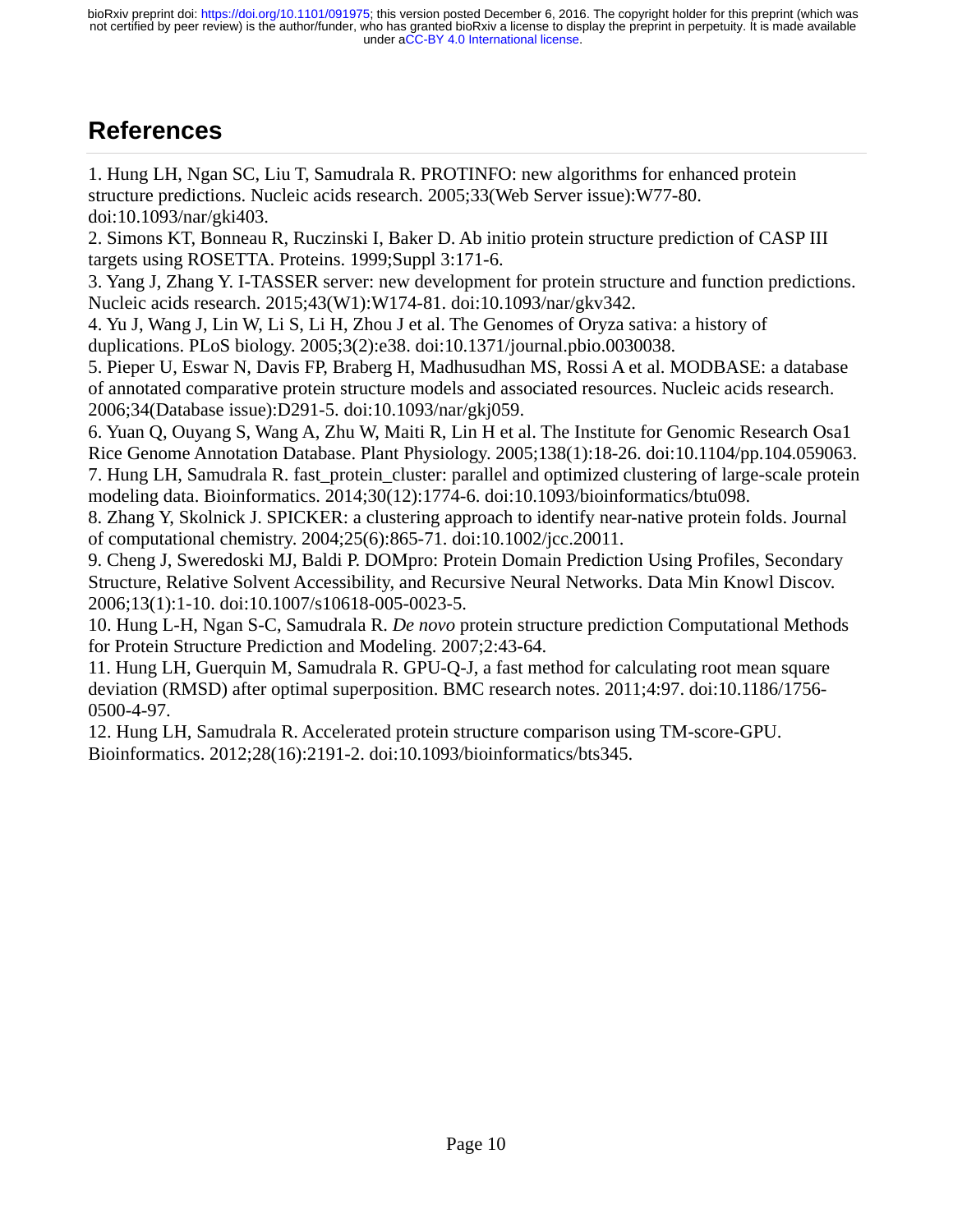## References

1. Hung LH, Ngan SC, Liu T, Samudrala R. PROTINFO: new algorithms for enhanced protein structure predictions. Nucleic acids research. 2005;33(Web Server issue):W77-80. doi:10.1093/nar/gki403.
2. Simons KT, Bonneau R, Ruczinski I, Baker D. Ab initio protein structure prediction of CASP III targets using ROSETTA. Proteins. 1999;Suppl 3:171-6.
3. Yang J, Zhang Y. I-TASSER server: new development for protein structure and function predictions. Nucleic acids research. 2015;43(W1):W174-81. doi:10.1093/nar/gkv342.
4. Yu J, Wang J, Lin W, Li S, Li H, Zhou J et al. The Genomes of Oryza sativa: a history of duplications. PLoS biology. 2005;3(2):e38. doi:10.1371/journal.pbio.0030038.
5. Pieper U, Eswar N, Davis FP, Braberg H, Madhusudhan MS, Rossi A et al. MODBASE: a database of annotated comparative protein structure models and associated resources. Nucleic acids research. 2006;34(Database issue):D291-5. doi:10.1093/nar/gkj059.
6. Yuan Q, Ouyang S, Wang A, Zhu W, Maiti R, Lin H et al. The Institute for Genomic Research Osa1 Rice Genome Annotation Database. Plant Physiology. 2005;138(1):18-26. doi:10.1104/pp.104.059063.
7. Hung LH, Samudrala R. fast_protein_cluster: parallel and optimized clustering of large-scale protein modeling data. Bioinformatics. 2014;30(12):1774-6. doi:10.1093/bioinformatics/btu098.
8. Zhang Y, Skolnick J. SPICKER: a clustering approach to identify near-native protein folds. Journal of computational chemistry. 2004;25(6):865-71. doi:10.1002/jcc.20011.
9. Cheng J, Sweredoski MJ, Baldi P. DOMpro: Protein Domain Prediction Using Profiles, Secondary Structure, Relative Solvent Accessibility, and Recursive Neural Networks. Data Min Knowl Discov. 2006;13(1):1-10. doi:10.1007/s10618-005-0023-5.
10. Hung L-H, Ngan S-C, Samudrala R. *De novo* protein structure prediction Computational Methods for Protein Structure Prediction and Modeling. 2007;2:43-64.
11. Hung LH, Guerquin M, Samudrala R. GPU-Q-J, a fast method for calculating root mean square deviation (RMSD) after optimal superposition. BMC research notes. 2011;4:97. doi:10.1186/1756-0500-4-97.
12. Hung LH, Samudrala R. Accelerated protein structure comparison using TM-score-GPU. Bioinformatics. 2012;28(16):2191-2. doi:10.1093/bioinformatics/bts345.